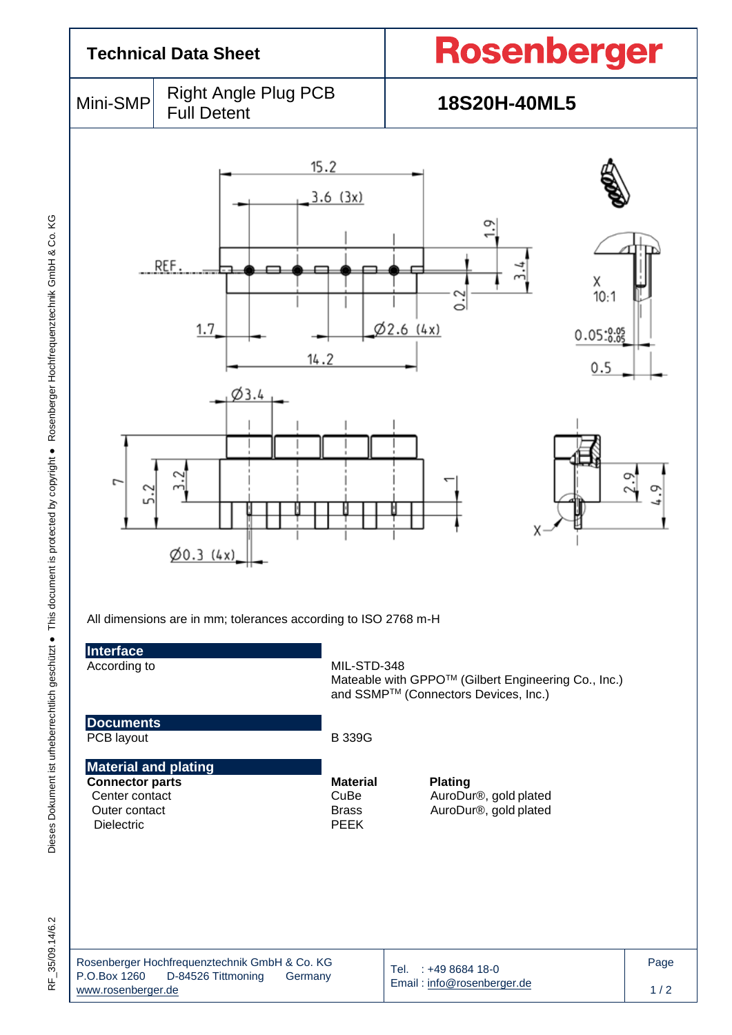# Technical Data Sheet

**Rosenberger**

| Mini-SMP | Right Angle Plug PCB Full Detent | **18S20H-40ML5** |
|---|---|---|

All dimensions are in mm; tolerances according to ISO 2768 m-H

## Interface

| | |
|---|---|
| According to | MIL-STD-348<br>Mateable with GPPO™ (Gilbert Engineering Co., Inc.) and SSMP™ (Connectors Devices, Inc.) |

## Documents

| | |
|---|---|
| PCB layout | B 339G |

## Material and plating

| **Connector parts** | **Material** | **Plating** |
|---|---|---|
| Center contact | CuBe | AuroDur®, gold plated |
| Outer contact | Brass | AuroDur®, gold plated |
| Dielectric | PEEK | |

Rosenberger Hochfrequenztechnik GmbH & Co. KG
P.O.Box 1260 D-84526 Tittmoning Germany
www.rosenberger.de

Tel. : +49 8684 18-0
Email : info@rosenberger.de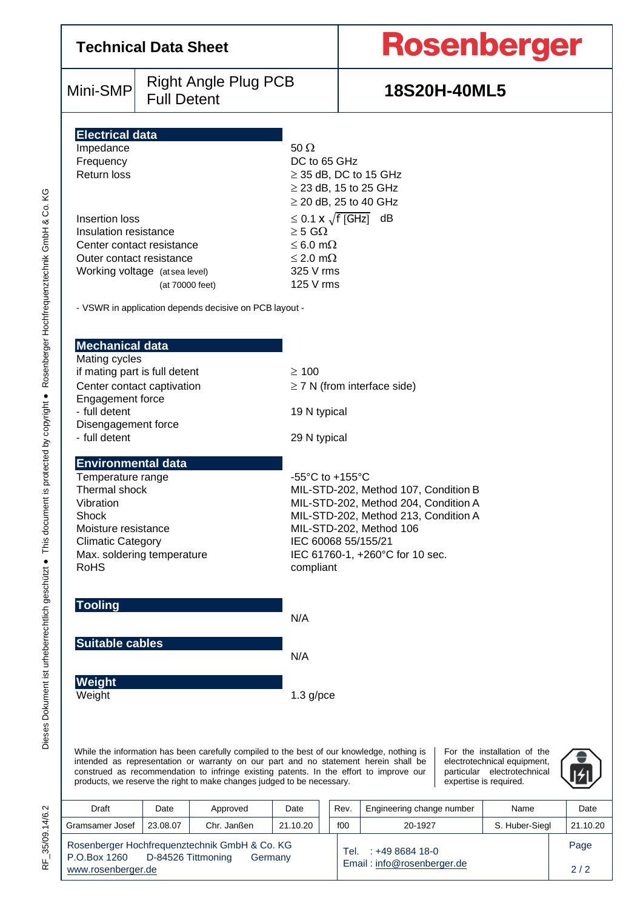# Technical Data Sheet

**Rosenberger**

| Mini-SMP | Right Angle Plug PCB Full Detent | **18S20H-40ML5** |
|---|---|---|

## Electrical data

| | |
|---|---|
| Impedance | 50 Ω |
| Frequency | DC to 65 GHz |
| Return loss | ≥ 35 dB, DC to 15 GHz |
| | ≥ 23 dB, 15 to 25 GHz |
| | ≥ 20 dB, 25 to 40 GHz |
| Insertion loss | $\leq 0.1 \times \sqrt{f\,[\text{GHz}]}$ dB |
| Insulation resistance | ≥ 5 GΩ |
| Center contact resistance | ≤ 6.0 mΩ |
| Outer contact resistance | ≤ 2.0 mΩ |
| Working voltage (at sea level) | 325 V rms |
| (at 70000 feet) | 125 V rms |

- VSWR in application depends decisive on PCB layout -

## Mechanical data

| | |
|---|---|
| Mating cycles if mating part is full detent | ≥ 100 |
| Center contact captivation | ≥ 7 N (from interface side) |
| Engagement force - full detent | 19 N typical |
| Disengagement force - full detent | 29 N typical |

## Environmental data

| | |
|---|---|
| Temperature range | -55°C to +155°C |
| Thermal shock | MIL-STD-202, Method 107, Condition B |
| Vibration | MIL-STD-202, Method 204, Condition A |
| Shock | MIL-STD-202, Method 213, Condition A |
| Moisture resistance | MIL-STD-202, Method 106 |
| Climatic Category | IEC 60068 55/155/21 |
| Max. soldering temperature | IEC 61760-1, +260°C for 10 sec. |
| RoHS | compliant |

## Tooling

N/A

## Suitable cables

N/A

## Weight

| | |
|---|---|
| Weight | 1.3 g/pce |

While the information has been carefully compiled to the best of our knowledge, nothing is intended as representation or warranty on our part and no statement herein shall be construed as recommendation to infringe existing patents. In the effort to improve our products, we reserve the right to make changes judged to be necessary.

For the installation of the electrotechnical equipment, particular electrotechnical expertise is required.

| Draft | Date | Approved | Date | Rev. | Engineering change number | Name | Date |
|---|---|---|---|---|---|---|---|
| Gramsamer Josef | 23.08.07 | Chr. Janßen | 21.10.20 | f00 | 20-1927 | S. Huber-Siegl | 21.10.20 |

Rosenberger Hochfrequenztechnik GmbH & Co. KG
P.O.Box 1260 D-84526 Tittmoning Germany
www.rosenberger.de

Tel. : +49 8684 18-0
Email : info@rosenberger.de

Dieses Dokument ist urheberrechtlich geschützt ● This document is protected by copyright ● Rosenberger Hochfrequenztechnik GmbH & Co. KG

RF_35/09.14/6.2